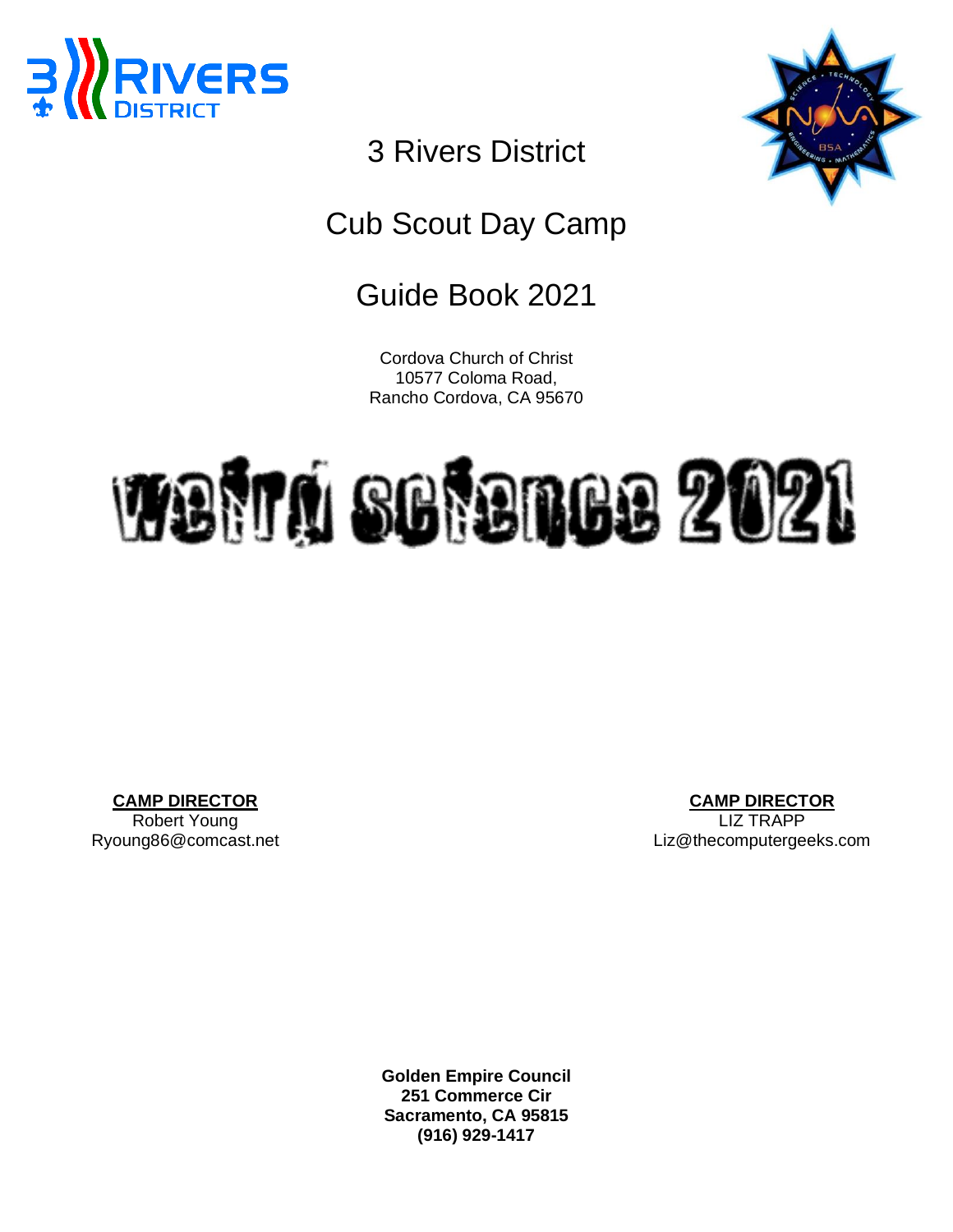# 3 Rivers District

# Cub Scout Day Camp

# Guide Book 2021

Cordova Church of Christ
10577 Coloma Road,
Rancho Cordova, CA 95670

# weird science 2021

**CAMP DIRECTOR**
Robert Young
Ryoung86@comcast.net

**CAMP DIRECTOR**
LIZ TRAPP
Liz@thecomputergeeks.com

**Golden Empire Council**
**251 Commerce Cir**
**Sacramento, CA 95815**
**(916) 929-1417**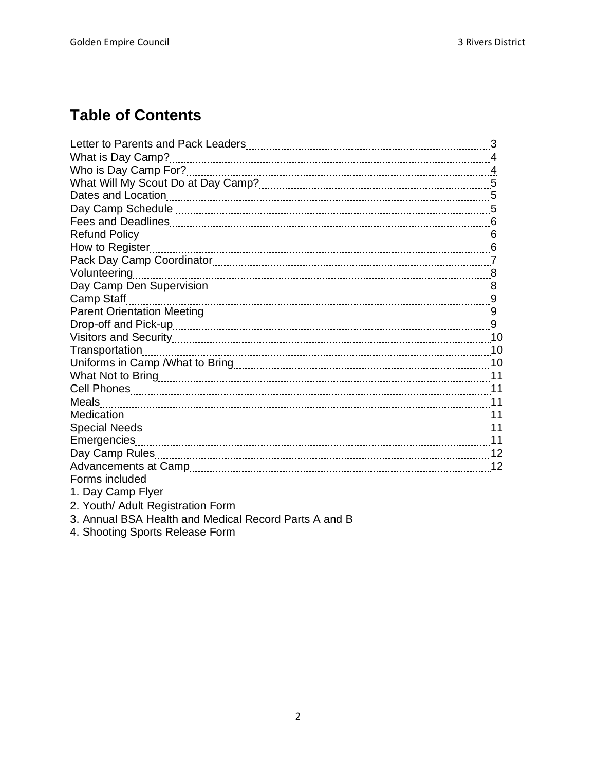# Table of Contents

| Section | Page |
|---|---|
| Letter to Parents and Pack Leaders | 3 |
| What is Day Camp? | 4 |
| Who is Day Camp For? | 4 |
| What Will My Scout Do at Day Camp? | 5 |
| Dates and Location | 5 |
| Day Camp Schedule | 5 |
| Fees and Deadlines | 6 |
| Refund Policy | 6 |
| How to Register | 6 |
| Pack Day Camp Coordinator | 7 |
| Volunteering | 8 |
| Day Camp Den Supervision | 8 |
| Camp Staff | 9 |
| Parent Orientation Meeting | 9 |
| Drop-off and Pick-up | 9 |
| Visitors and Security | 10 |
| Transportation | 10 |
| Uniforms in Camp /What to Bring | 10 |
| What Not to Bring | 11 |
| Cell Phones | 11 |
| Meals | 11 |
| Medication | 11 |
| Special Needs | 11 |
| Emergencies | 11 |
| Day Camp Rules | 12 |
| Advancements at Camp | 12 |

Forms included

1. Day Camp Flyer
2. Youth/ Adult Registration Form
3. Annual BSA Health and Medical Record Parts A and B
4. Shooting Sports Release Form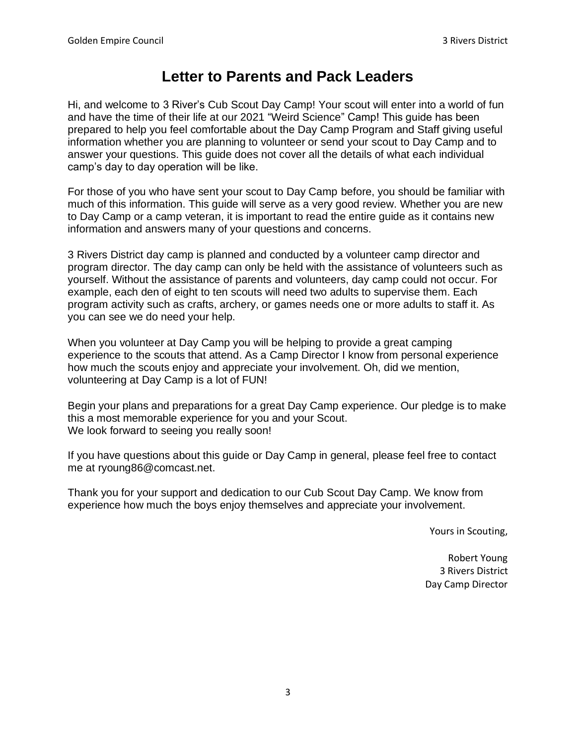# Letter to Parents and Pack Leaders

Hi, and welcome to 3 River's Cub Scout Day Camp! Your scout will enter into a world of fun and have the time of their life at our 2021 "Weird Science" Camp! This guide has been prepared to help you feel comfortable about the Day Camp Program and Staff giving useful information whether you are planning to volunteer or send your scout to Day Camp and to answer your questions. This guide does not cover all the details of what each individual camp's day to day operation will be like.

For those of you who have sent your scout to Day Camp before, you should be familiar with much of this information. This guide will serve as a very good review. Whether you are new to Day Camp or a camp veteran, it is important to read the entire guide as it contains new information and answers many of your questions and concerns.

3 Rivers District day camp is planned and conducted by a volunteer camp director and program director. The day camp can only be held with the assistance of volunteers such as yourself. Without the assistance of parents and volunteers, day camp could not occur. For example, each den of eight to ten scouts will need two adults to supervise them. Each program activity such as crafts, archery, or games needs one or more adults to staff it. As you can see we do need your help.

When you volunteer at Day Camp you will be helping to provide a great camping experience to the scouts that attend. As a Camp Director I know from personal experience how much the scouts enjoy and appreciate your involvement. Oh, did we mention, volunteering at Day Camp is a lot of FUN!

Begin your plans and preparations for a great Day Camp experience. Our pledge is to make this a most memorable experience for you and your Scout.
We look forward to seeing you really soon!

If you have questions about this guide or Day Camp in general, please feel free to contact me at ryoung86@comcast.net.

Thank you for your support and dedication to our Cub Scout Day Camp. We know from experience how much the boys enjoy themselves and appreciate your involvement.

Yours in Scouting,

Robert Young
3 Rivers District
Day Camp Director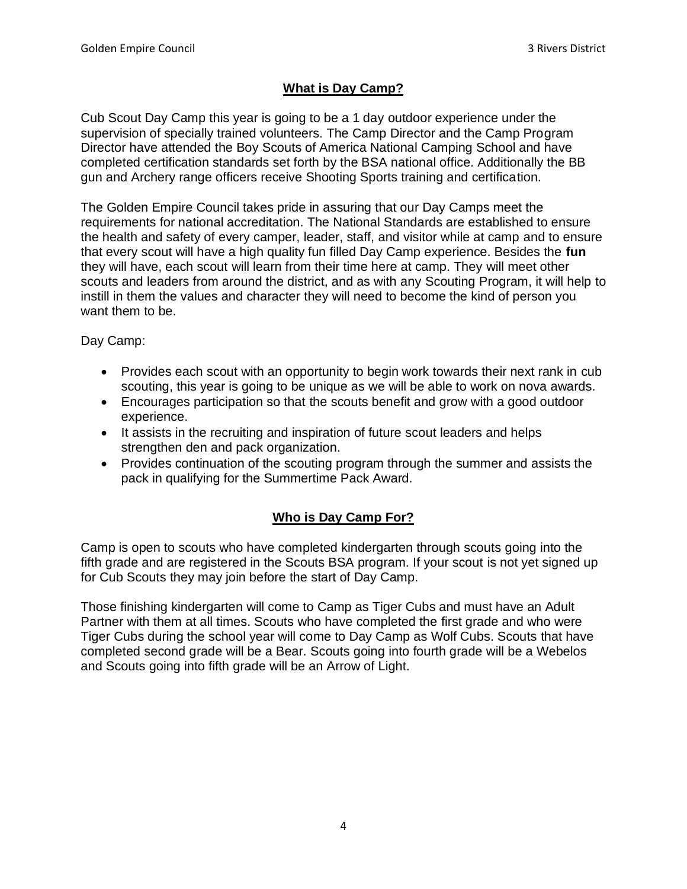## What is Day Camp?

Cub Scout Day Camp this year is going to be a 1 day outdoor experience under the supervision of specially trained volunteers. The Camp Director and the Camp Program Director have attended the Boy Scouts of America National Camping School and have completed certification standards set forth by the BSA national office. Additionally the BB gun and Archery range officers receive Shooting Sports training and certification.

The Golden Empire Council takes pride in assuring that our Day Camps meet the requirements for national accreditation. The National Standards are established to ensure the health and safety of every camper, leader, staff, and visitor while at camp and to ensure that every scout will have a high quality fun filled Day Camp experience. Besides the **fun** they will have, each scout will learn from their time here at camp. They will meet other scouts and leaders from around the district, and as with any Scouting Program, it will help to instill in them the values and character they will need to become the kind of person you want them to be.

Day Camp:

- Provides each scout with an opportunity to begin work towards their next rank in cub scouting, this year is going to be unique as we will be able to work on nova awards.
- Encourages participation so that the scouts benefit and grow with a good outdoor experience.
- It assists in the recruiting and inspiration of future scout leaders and helps strengthen den and pack organization.
- Provides continuation of the scouting program through the summer and assists the pack in qualifying for the Summertime Pack Award.

## Who is Day Camp For?

Camp is open to scouts who have completed kindergarten through scouts going into the fifth grade and are registered in the Scouts BSA program. If your scout is not yet signed up for Cub Scouts they may join before the start of Day Camp.

Those finishing kindergarten will come to Camp as Tiger Cubs and must have an Adult Partner with them at all times. Scouts who have completed the first grade and who were Tiger Cubs during the school year will come to Day Camp as Wolf Cubs. Scouts that have completed second grade will be a Bear. Scouts going into fourth grade will be a Webelos and Scouts going into fifth grade will be an Arrow of Light.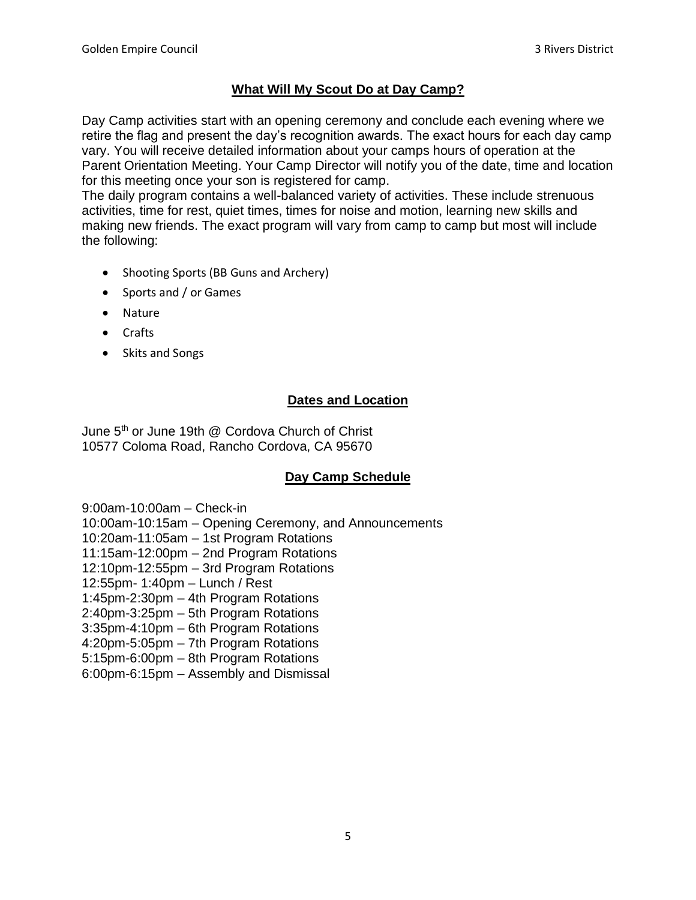## What Will My Scout Do at Day Camp?

Day Camp activities start with an opening ceremony and conclude each evening where we retire the flag and present the day's recognition awards. The exact hours for each day camp vary. You will receive detailed information about your camps hours of operation at the Parent Orientation Meeting. Your Camp Director will notify you of the date, time and location for this meeting once your son is registered for camp.
The daily program contains a well-balanced variety of activities. These include strenuous activities, time for rest, quiet times, times for noise and motion, learning new skills and making new friends. The exact program will vary from camp to camp but most will include the following:

- Shooting Sports (BB Guns and Archery)
- Sports and / or Games
- Nature
- Crafts
- Skits and Songs

## Dates and Location

June 5th or June 19th @ Cordova Church of Christ
10577 Coloma Road, Rancho Cordova, CA 95670

## Day Camp Schedule

9:00am-10:00am – Check-in
10:00am-10:15am – Opening Ceremony, and Announcements
10:20am-11:05am – 1st Program Rotations
11:15am-12:00pm – 2nd Program Rotations
12:10pm-12:55pm – 3rd Program Rotations
12:55pm- 1:40pm – Lunch / Rest
1:45pm-2:30pm – 4th Program Rotations
2:40pm-3:25pm – 5th Program Rotations
3:35pm-4:10pm – 6th Program Rotations
4:20pm-5:05pm – 7th Program Rotations
5:15pm-6:00pm – 8th Program Rotations
6:00pm-6:15pm – Assembly and Dismissal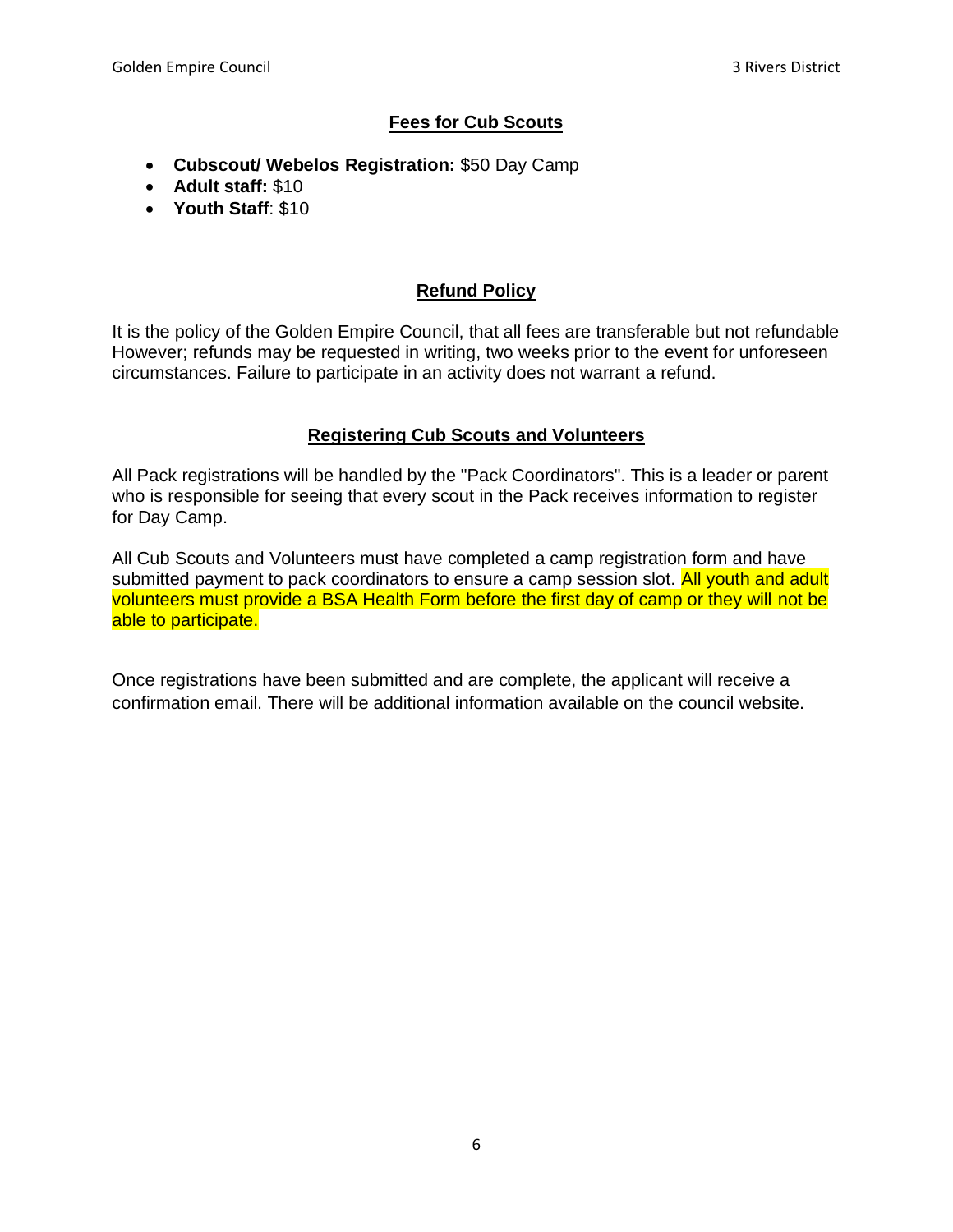## Fees for Cub Scouts

- **Cubscout/ Webelos Registration:** $50 Day Camp
- **Adult staff:** $10
- **Youth Staff**: $10

## Refund Policy

It is the policy of the Golden Empire Council, that all fees are transferable but not refundable However; refunds may be requested in writing, two weeks prior to the event for unforeseen circumstances. Failure to participate in an activity does not warrant a refund.

## Registering Cub Scouts and Volunteers

All Pack registrations will be handled by the "Pack Coordinators". This is a leader or parent who is responsible for seeing that every scout in the Pack receives information to register for Day Camp.

All Cub Scouts and Volunteers must have completed a camp registration form and have submitted payment to pack coordinators to ensure a camp session slot. All youth and adult volunteers must provide a BSA Health Form before the first day of camp or they will not be able to participate.

Once registrations have been submitted and are complete, the applicant will receive a confirmation email. There will be additional information available on the council website.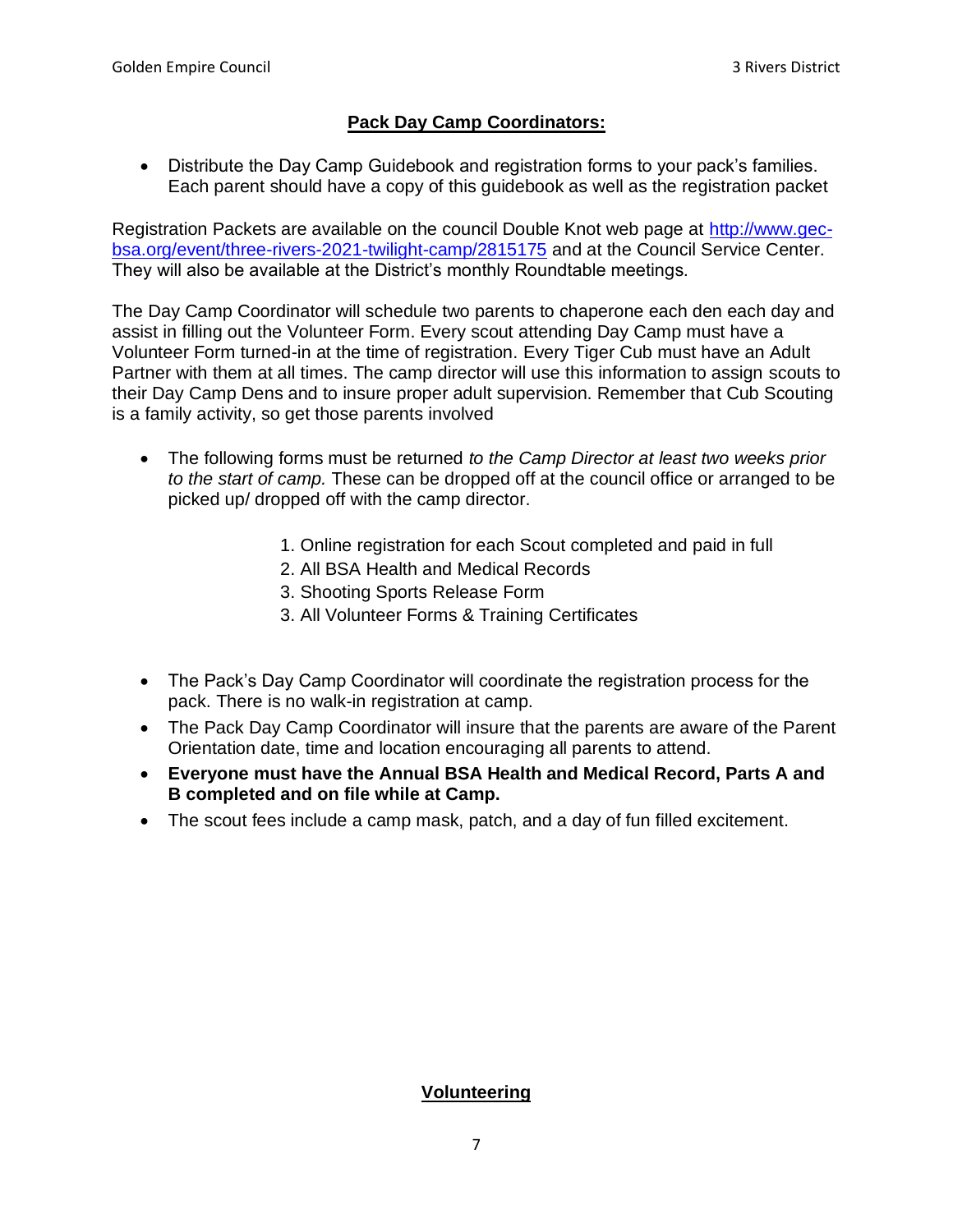## Pack Day Camp Coordinators:

- Distribute the Day Camp Guidebook and registration forms to your pack's families. Each parent should have a copy of this guidebook as well as the registration packet

Registration Packets are available on the council Double Knot web page at [http://www.gec-bsa.org/event/three-rivers-2021-twilight-camp/2815175](http://www.gec-bsa.org/event/three-rivers-2021-twilight-camp/2815175) and at the Council Service Center. They will also be available at the District's monthly Roundtable meetings.

The Day Camp Coordinator will schedule two parents to chaperone each den each day and assist in filling out the Volunteer Form. Every scout attending Day Camp must have a Volunteer Form turned-in at the time of registration. Every Tiger Cub must have an Adult Partner with them at all times. The camp director will use this information to assign scouts to their Day Camp Dens and to insure proper adult supervision. Remember that Cub Scouting is a family activity, so get those parents involved

- The following forms must be returned *to the Camp Director at least two weeks prior to the start of camp.* These can be dropped off at the council office or arranged to be picked up/ dropped off with the camp director.

  1. Online registration for each Scout completed and paid in full
  2. All BSA Health and Medical Records
  3. Shooting Sports Release Form
  3. All Volunteer Forms & Training Certificates

- The Pack's Day Camp Coordinator will coordinate the registration process for the pack. There is no walk-in registration at camp.
- The Pack Day Camp Coordinator will insure that the parents are aware of the Parent Orientation date, time and location encouraging all parents to attend.
- **Everyone must have the Annual BSA Health and Medical Record, Parts A and B completed and on file while at Camp.**
- The scout fees include a camp mask, patch, and a day of fun filled excitement.

## Volunteering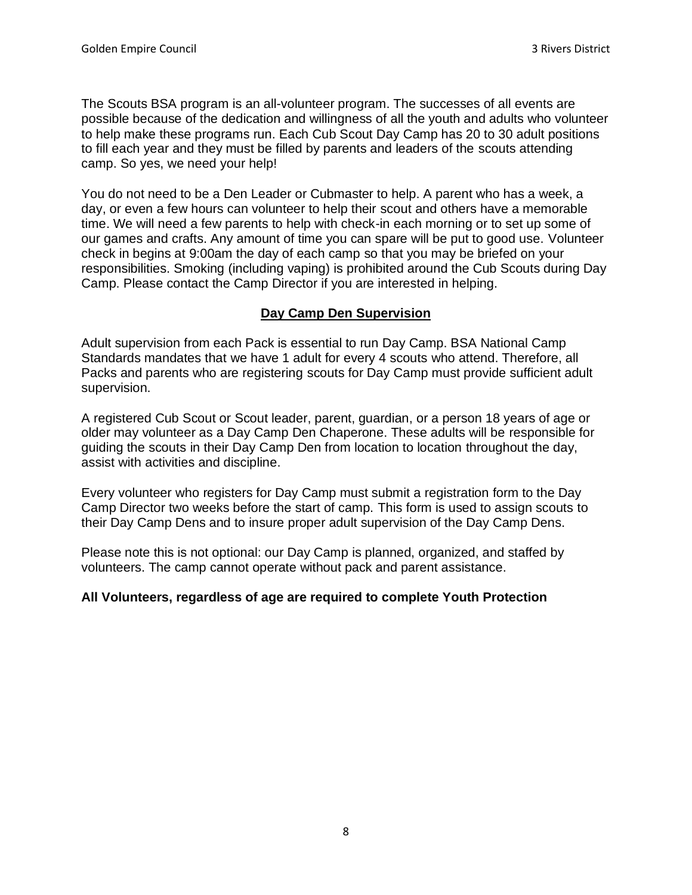The Scouts BSA program is an all-volunteer program. The successes of all events are possible because of the dedication and willingness of all the youth and adults who volunteer to help make these programs run. Each Cub Scout Day Camp has 20 to 30 adult positions to fill each year and they must be filled by parents and leaders of the scouts attending camp. So yes, we need your help!

You do not need to be a Den Leader or Cubmaster to help. A parent who has a week, a day, or even a few hours can volunteer to help their scout and others have a memorable time. We will need a few parents to help with check-in each morning or to set up some of our games and crafts. Any amount of time you can spare will be put to good use. Volunteer check in begins at 9:00am the day of each camp so that you may be briefed on your responsibilities. Smoking (including vaping) is prohibited around the Cub Scouts during Day Camp. Please contact the Camp Director if you are interested in helping.

## Day Camp Den Supervision

Adult supervision from each Pack is essential to run Day Camp. BSA National Camp Standards mandates that we have 1 adult for every 4 scouts who attend. Therefore, all Packs and parents who are registering scouts for Day Camp must provide sufficient adult supervision.

A registered Cub Scout or Scout leader, parent, guardian, or a person 18 years of age or older may volunteer as a Day Camp Den Chaperone. These adults will be responsible for guiding the scouts in their Day Camp Den from location to location throughout the day, assist with activities and discipline.

Every volunteer who registers for Day Camp must submit a registration form to the Day Camp Director two weeks before the start of camp. This form is used to assign scouts to their Day Camp Dens and to insure proper adult supervision of the Day Camp Dens.

Please note this is not optional: our Day Camp is planned, organized, and staffed by volunteers. The camp cannot operate without pack and parent assistance.

**All Volunteers, regardless of age are required to complete Youth Protection**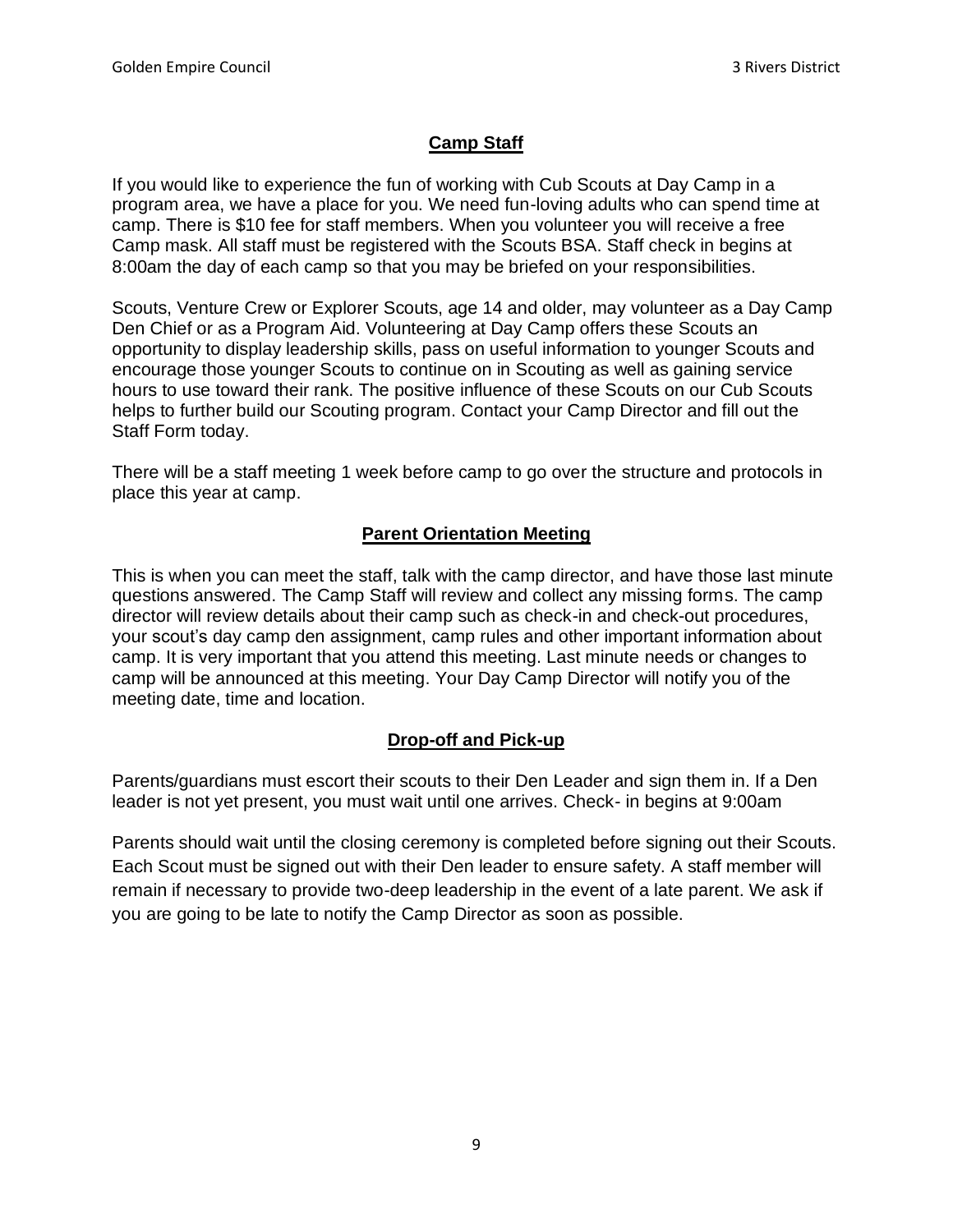## Camp Staff

If you would like to experience the fun of working with Cub Scouts at Day Camp in a program area, we have a place for you. We need fun-loving adults who can spend time at camp. There is $10 fee for staff members. When you volunteer you will receive a free Camp mask. All staff must be registered with the Scouts BSA. Staff check in begins at 8:00am the day of each camp so that you may be briefed on your responsibilities.

Scouts, Venture Crew or Explorer Scouts, age 14 and older, may volunteer as a Day Camp Den Chief or as a Program Aid. Volunteering at Day Camp offers these Scouts an opportunity to display leadership skills, pass on useful information to younger Scouts and encourage those younger Scouts to continue on in Scouting as well as gaining service hours to use toward their rank. The positive influence of these Scouts on our Cub Scouts helps to further build our Scouting program. Contact your Camp Director and fill out the Staff Form today.

There will be a staff meeting 1 week before camp to go over the structure and protocols in place this year at camp.

## Parent Orientation Meeting

This is when you can meet the staff, talk with the camp director, and have those last minute questions answered. The Camp Staff will review and collect any missing forms. The camp director will review details about their camp such as check-in and check-out procedures, your scout's day camp den assignment, camp rules and other important information about camp. It is very important that you attend this meeting. Last minute needs or changes to camp will be announced at this meeting. Your Day Camp Director will notify you of the meeting date, time and location.

## Drop-off and Pick-up

Parents/guardians must escort their scouts to their Den Leader and sign them in. If a Den leader is not yet present, you must wait until one arrives. Check- in begins at 9:00am

Parents should wait until the closing ceremony is completed before signing out their Scouts. Each Scout must be signed out with their Den leader to ensure safety. A staff member will remain if necessary to provide two-deep leadership in the event of a late parent. We ask if you are going to be late to notify the Camp Director as soon as possible.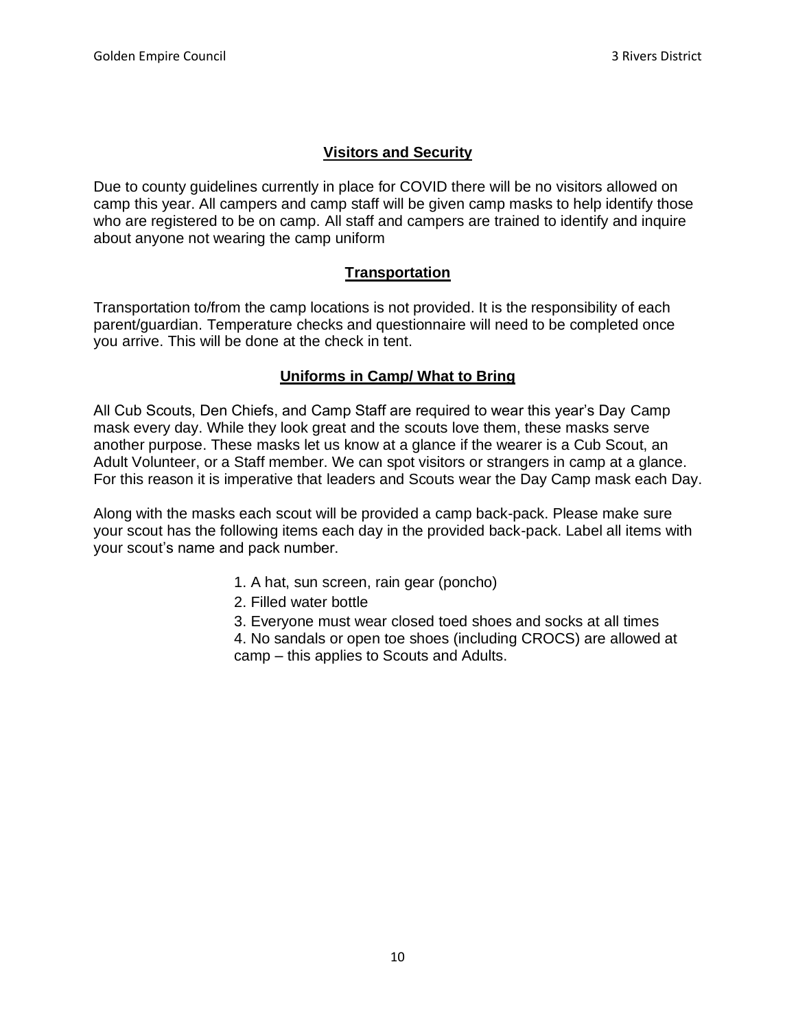## Visitors and Security

Due to county guidelines currently in place for COVID there will be no visitors allowed on camp this year. All campers and camp staff will be given camp masks to help identify those who are registered to be on camp. All staff and campers are trained to identify and inquire about anyone not wearing the camp uniform

## Transportation

Transportation to/from the camp locations is not provided. It is the responsibility of each parent/guardian. Temperature checks and questionnaire will need to be completed once you arrive. This will be done at the check in tent.

## Uniforms in Camp/ What to Bring

All Cub Scouts, Den Chiefs, and Camp Staff are required to wear this year's Day Camp mask every day. While they look great and the scouts love them, these masks serve another purpose. These masks let us know at a glance if the wearer is a Cub Scout, an Adult Volunteer, or a Staff member. We can spot visitors or strangers in camp at a glance. For this reason it is imperative that leaders and Scouts wear the Day Camp mask each Day.

Along with the masks each scout will be provided a camp back-pack. Please make sure your scout has the following items each day in the provided back-pack. Label all items with your scout's name and pack number.

1. A hat, sun screen, rain gear (poncho)
2. Filled water bottle
3. Everyone must wear closed toed shoes and socks at all times
4. No sandals or open toe shoes (including CROCS) are allowed at camp – this applies to Scouts and Adults.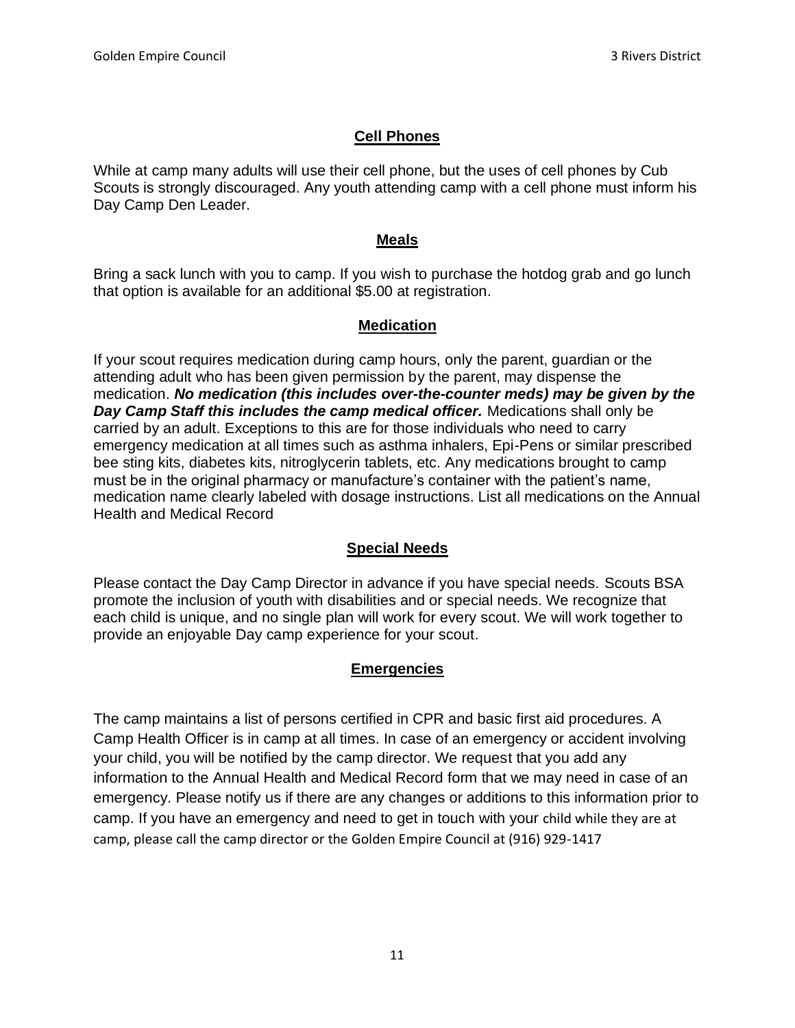## Cell Phones

While at camp many adults will use their cell phone, but the uses of cell phones by Cub Scouts is strongly discouraged. Any youth attending camp with a cell phone must inform his Day Camp Den Leader.

## Meals

Bring a sack lunch with you to camp. If you wish to purchase the hotdog grab and go lunch that option is available for an additional $5.00 at registration.

## Medication

If your scout requires medication during camp hours, only the parent, guardian or the attending adult who has been given permission by the parent, may dispense the medication. ***No medication (this includes over-the-counter meds) may be given by the Day Camp Staff this includes the camp medical officer.*** Medications shall only be carried by an adult. Exceptions to this are for those individuals who need to carry emergency medication at all times such as asthma inhalers, Epi-Pens or similar prescribed bee sting kits, diabetes kits, nitroglycerin tablets, etc. Any medications brought to camp must be in the original pharmacy or manufacture's container with the patient's name, medication name clearly labeled with dosage instructions. List all medications on the Annual Health and Medical Record

## Special Needs

Please contact the Day Camp Director in advance if you have special needs. Scouts BSA promote the inclusion of youth with disabilities and or special needs. We recognize that each child is unique, and no single plan will work for every scout. We will work together to provide an enjoyable Day camp experience for your scout.

## Emergencies

The camp maintains a list of persons certified in CPR and basic first aid procedures. A Camp Health Officer is in camp at all times. In case of an emergency or accident involving your child, you will be notified by the camp director. We request that you add any information to the Annual Health and Medical Record form that we may need in case of an emergency. Please notify us if there are any changes or additions to this information prior to camp. If you have an emergency and need to get in touch with your child while they are at camp, please call the camp director or the Golden Empire Council at (916) 929-1417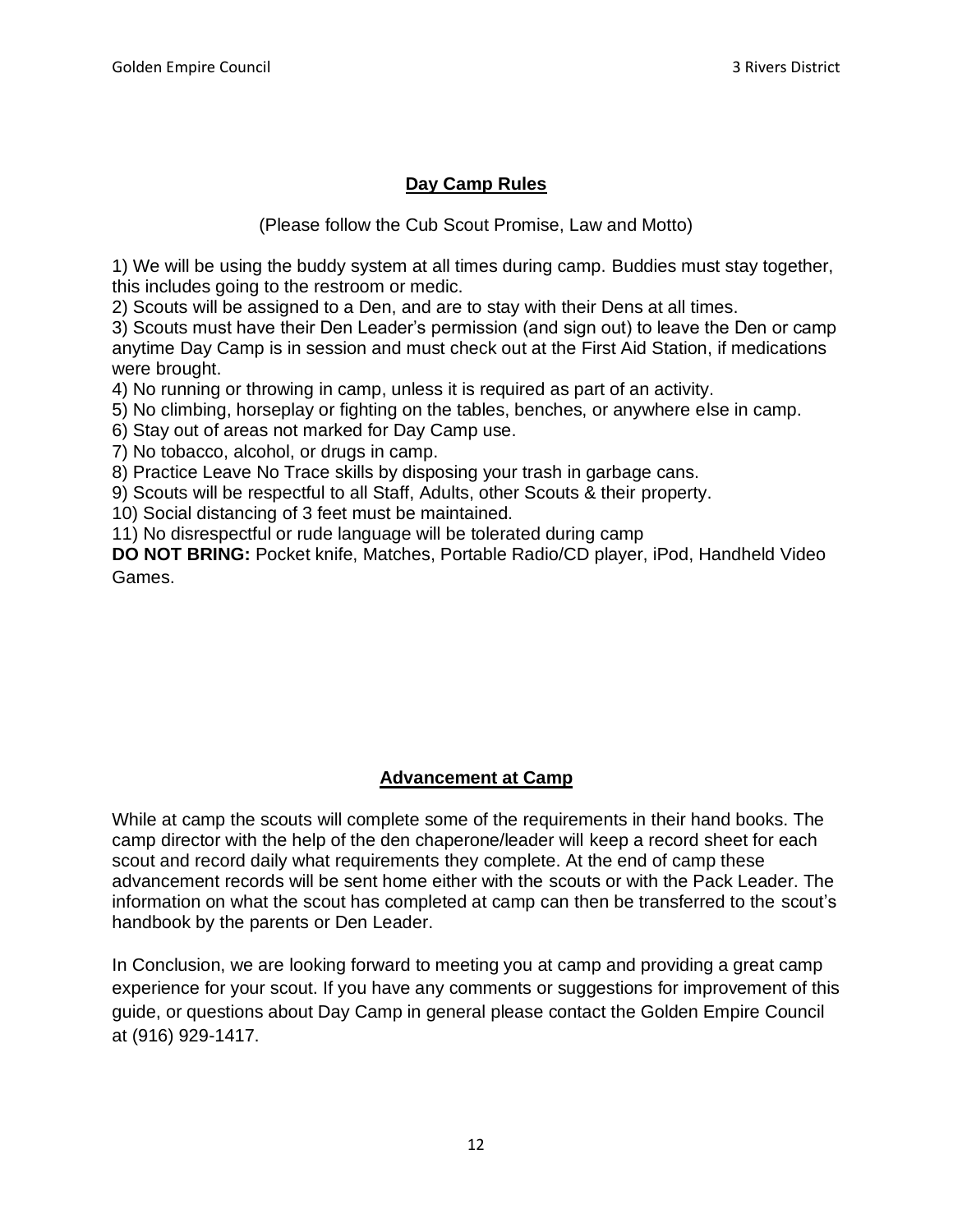## Day Camp Rules

(Please follow the Cub Scout Promise, Law and Motto)

1) We will be using the buddy system at all times during camp. Buddies must stay together, this includes going to the restroom or medic.
2) Scouts will be assigned to a Den, and are to stay with their Dens at all times.
3) Scouts must have their Den Leader's permission (and sign out) to leave the Den or camp anytime Day Camp is in session and must check out at the First Aid Station, if medications were brought.
4) No running or throwing in camp, unless it is required as part of an activity.
5) No climbing, horseplay or fighting on the tables, benches, or anywhere else in camp.
6) Stay out of areas not marked for Day Camp use.
7) No tobacco, alcohol, or drugs in camp.
8) Practice Leave No Trace skills by disposing your trash in garbage cans.
9) Scouts will be respectful to all Staff, Adults, other Scouts & their property.
10) Social distancing of 3 feet must be maintained.
11) No disrespectful or rude language will be tolerated during camp

**DO NOT BRING:** Pocket knife, Matches, Portable Radio/CD player, iPod, Handheld Video Games.

## Advancement at Camp

While at camp the scouts will complete some of the requirements in their hand books. The camp director with the help of the den chaperone/leader will keep a record sheet for each scout and record daily what requirements they complete. At the end of camp these advancement records will be sent home either with the scouts or with the Pack Leader. The information on what the scout has completed at camp can then be transferred to the scout's handbook by the parents or Den Leader.

In Conclusion, we are looking forward to meeting you at camp and providing a great camp experience for your scout. If you have any comments or suggestions for improvement of this guide, or questions about Day Camp in general please contact the Golden Empire Council at (916) 929-1417.